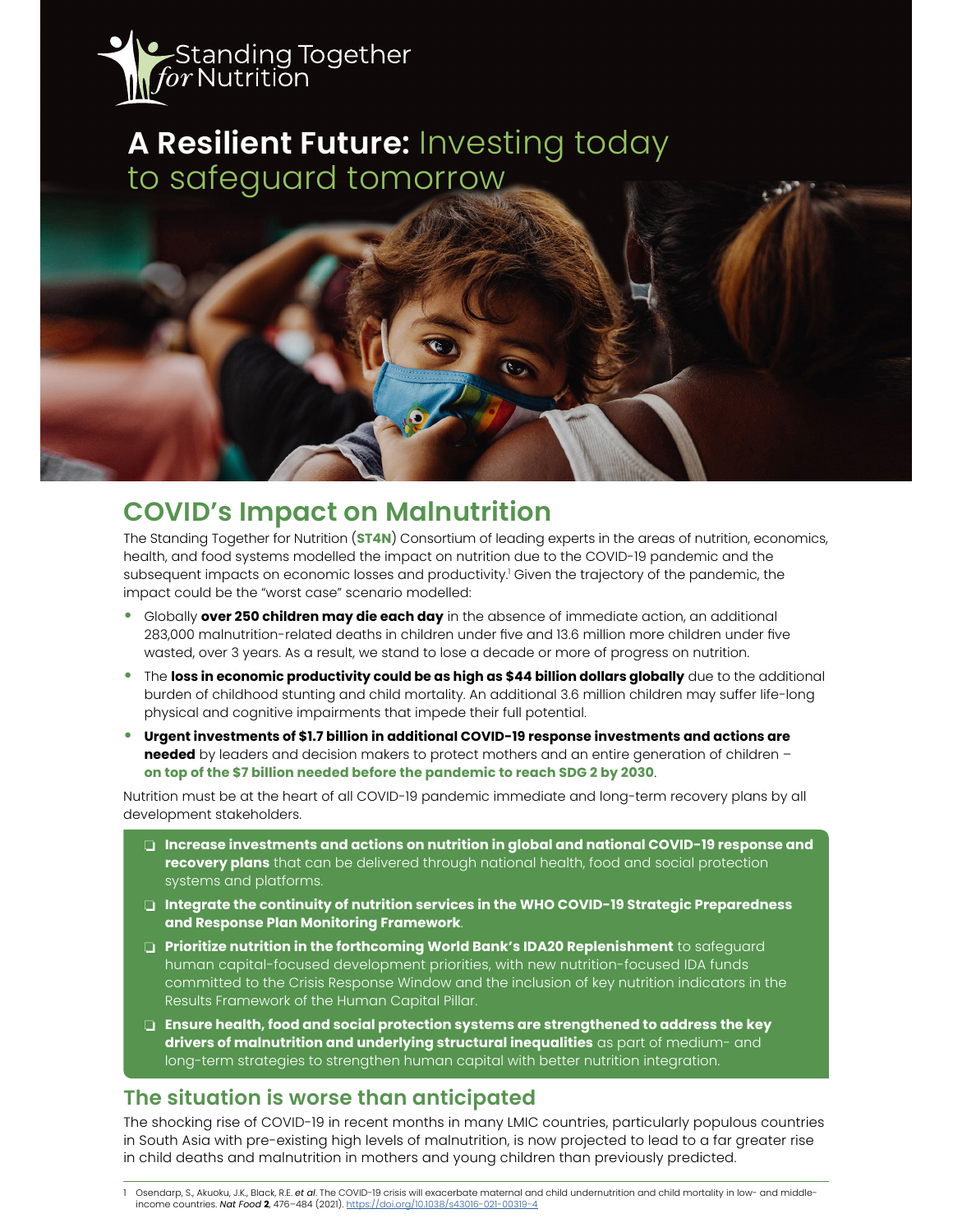Standing Together *for* Nutrition

# A Resilient Future: Investing today to safeguard tomorrow

## COVID's Impact on Malnutrition

The Standing Together for Nutrition (**ST4N**) Consortium of leading experts in the areas of nutrition, economics, health, and food systems modelled the impact on nutrition due to the COVID-19 pandemic and the subsequent impacts on economic losses and productivity.[1] Given the trajectory of the pandemic, the impact could be the "worst case" scenario modelled:

- Globally **over 250 children may die each day** in the absence of immediate action, an additional 283,000 malnutrition-related deaths in children under five and 13.6 million more children under five wasted, over 3 years. As a result, we stand to lose a decade or more of progress on nutrition.
- The **loss in economic productivity could be as high as $44 billion dollars globally** due to the additional burden of childhood stunting and child mortality. An additional 3.6 million children may suffer life-long physical and cognitive impairments that impede their full potential.
- **Urgent investments of $1.7 billion in additional COVID-19 response investments and actions are needed** by leaders and decision makers to protect mothers and an entire generation of children – **on top of the $7 billion needed before the pandemic to reach SDG 2 by 2030**.

Nutrition must be at the heart of all COVID-19 pandemic immediate and long-term recovery plans by all development stakeholders.

- ❑ **Increase investments and actions on nutrition in global and national COVID-19 response and recovery plans** that can be delivered through national health, food and social protection systems and platforms.
- ❑ **Integrate the continuity of nutrition services in the WHO COVID-19 Strategic Preparedness and Response Plan Monitoring Framework**.
- ❑ **Prioritize nutrition in the forthcoming World Bank's IDA20 Replenishment** to safeguard human capital-focused development priorities, with new nutrition-focused IDA funds committed to the Crisis Response Window and the inclusion of key nutrition indicators in the Results Framework of the Human Capital Pillar.
- ❑ **Ensure health, food and social protection systems are strengthened to address the key drivers of malnutrition and underlying structural inequalities** as part of medium- and long-term strategies to strengthen human capital with better nutrition integration.

## The situation is worse than anticipated

The shocking rise of COVID-19 in recent months in many LMIC countries, particularly populous countries in South Asia with pre-existing high levels of malnutrition, is now projected to lead to a far greater rise in child deaths and malnutrition in mothers and young children than previously predicted.

1 Osendarp, S., Akuoku, J.K., Black, R.E. *et al*. The COVID-19 crisis will exacerbate maternal and child undernutrition and child mortality in low- and middle-income countries. *Nat Food* **2**, 476–484 (2021). https://doi.org/10.1038/s43016-021-00319-4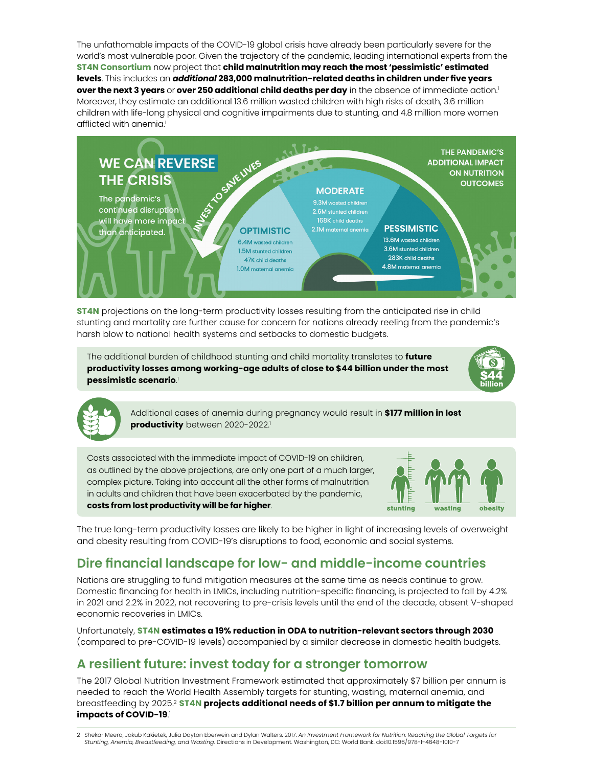The unfathomable impacts of the COVID-19 global crisis have already been particularly severe for the world's most vulnerable poor. Given the trajectory of the pandemic, leading international experts from the **ST4N Consortium** now project that **child malnutrition may reach the most 'pessimistic' estimated levels**. This includes an ***additional*** **283,000 malnutrition-related deaths in children under five years over the next 3 years** or **over 250 additional child deaths per day** in the absence of immediate action.[1] Moreover, they estimate an additional 13.6 million wasted children with high risks of death, 3.6 million children with life-long physical and cognitive impairments due to stunting, and 4.8 million more women afflicted with anemia.[1]

**WE CAN REVERSE THE CRISIS**

The pandemic's continued disruption will have more impact than anticipated.

INVEST TO SAVE LIVES

THE PANDEMIC'S ADDITIONAL IMPACT ON NUTRITION OUTCOMES

| | OPTIMISTIC | MODERATE | PESSIMISTIC |
| --- | --- | --- | --- |
| Wasted children | 6.4M | 9.3M | 13.6M |
| Stunted children | 1.5M | 2.6M | 3.6M |
| Child deaths | 47K | 168K | 283K |
| Maternal anemia | 1.0M | 2.1M | 4.8M |

**ST4N** projections on the long-term productivity losses resulting from the anticipated rise in child stunting and mortality are further cause for concern for nations already reeling from the pandemic's harsh blow to national health systems and setbacks to domestic budgets.

The additional burden of childhood stunting and child mortality translates to **future productivity losses among working-age adults of close to $44 billion under the most pessimistic scenario**.[1]

$44 billion

Additional cases of anemia during pregnancy would result in **$177 million in lost productivity** between 2020-2022.[1]

Costs associated with the immediate impact of COVID-19 on children, as outlined by the above projections, are only one part of a much larger, complex picture. Taking into account all the other forms of malnutrition in adults and children that have been exacerbated by the pandemic, **costs from lost productivity will be far higher**.

stunting wasting obesity

The true long-term productivity losses are likely to be higher in light of increasing levels of overweight and obesity resulting from COVID-19's disruptions to food, economic and social systems.

## Dire financial landscape for low- and middle-income countries

Nations are struggling to fund mitigation measures at the same time as needs continue to grow. Domestic financing for health in LMICs, including nutrition-specific financing, is projected to fall by 4.2% in 2021 and 2.2% in 2022, not recovering to pre-crisis levels until the end of the decade, absent V-shaped economic recoveries in LMICs.

Unfortunately, **ST4N estimates a 19% reduction in ODA to nutrition-relevant sectors through 2030** (compared to pre-COVID-19 levels) accompanied by a similar decrease in domestic health budgets.

## A resilient future: invest today for a stronger tomorrow

The 2017 Global Nutrition Investment Framework estimated that approximately $7 billion per annum is needed to reach the World Health Assembly targets for stunting, wasting, maternal anemia, and breastfeeding by 2025.[2] **ST4N projects additional needs of $1.7 billion per annum to mitigate the impacts of COVID-19**.[1]

2 Shekar Meera, Jakub Kakietek, Julia Dayton Eberwein and Dylan Walters. 2017. *An Investment Framework for Nutrition: Reaching the Global Targets for Stunting, Anemia, Breastfeeding, and Wasting.* Directions in Development. Washington, DC: World Bank. doi:10.1596/978-1-4648-1010-7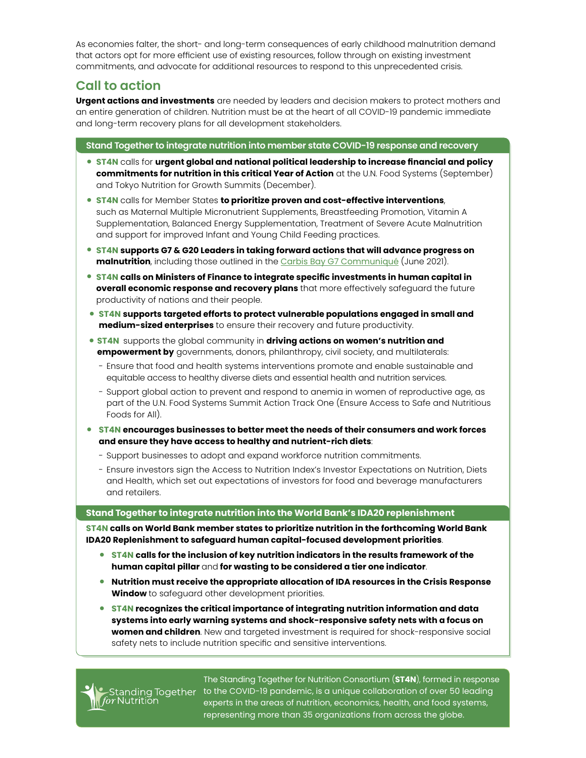As economies falter, the short- and long-term consequences of early childhood malnutrition demand that actors opt for more efficient use of existing resources, follow through on existing investment commitments, and advocate for additional resources to respond to this unprecedented crisis.

## Call to action

**Urgent actions and investments** are needed by leaders and decision makers to protect mothers and an entire generation of children. Nutrition must be at the heart of all COVID-19 pandemic immediate and long-term recovery plans for all development stakeholders.

### Stand Together to integrate nutrition into member state COVID-19 response and recovery

- **ST4N** calls for **urgent global and national political leadership to increase financial and policy commitments for nutrition in this critical Year of Action** at the U.N. Food Systems (September) and Tokyo Nutrition for Growth Summits (December).
- **ST4N** calls for Member States **to prioritize proven and cost-effective interventions**, such as Maternal Multiple Micronutrient Supplements, Breastfeeding Promotion, Vitamin A Supplementation, Balanced Energy Supplementation, Treatment of Severe Acute Malnutrition and support for improved Infant and Young Child Feeding practices.
- **ST4N supports G7 & G20 Leaders in taking forward actions that will advance progress on malnutrition**, including those outlined in the Carbis Bay G7 Communiqué (June 2021).
- **ST4N calls on Ministers of Finance to integrate specific investments in human capital in overall economic response and recovery plans** that more effectively safeguard the future productivity of nations and their people.
- **ST4N supports targeted efforts to protect vulnerable populations engaged in small and medium-sized enterprises** to ensure their recovery and future productivity.
- **ST4N** supports the global community in **driving actions on women's nutrition and empowerment by** governments, donors, philanthropy, civil society, and multilaterals:
  - Ensure that food and health systems interventions promote and enable sustainable and equitable access to healthy diverse diets and essential health and nutrition services.
  - Support global action to prevent and respond to anemia in women of reproductive age, as part of the U.N. Food Systems Summit Action Track One (Ensure Access to Safe and Nutritious Foods for All).
- **ST4N encourages businesses to better meet the needs of their consumers and work forces and ensure they have access to healthy and nutrient-rich diets**:
  - Support businesses to adopt and expand workforce nutrition commitments.
  - Ensure investors sign the Access to Nutrition Index's Investor Expectations on Nutrition, Diets and Health, which set out expectations of investors for food and beverage manufacturers and retailers.

### Stand Together to integrate nutrition into the World Bank's IDA20 replenishment

**ST4N calls on World Bank member states to prioritize nutrition in the forthcoming World Bank IDA20 Replenishment to safeguard human capital-focused development priorities**.

- **ST4N calls for the inclusion of key nutrition indicators in the results framework of the human capital pillar** and **for wasting to be considered a tier one indicator**.
- **Nutrition must receive the appropriate allocation of IDA resources in the Crisis Response Window** to safeguard other development priorities.
- **ST4N recognizes the critical importance of integrating nutrition information and data systems into early warning systems and shock-responsive safety nets with a focus on women and children**. New and targeted investment is required for shock-responsive social safety nets to include nutrition specific and sensitive interventions.

Standing Together *for* Nutrition

The Standing Together for Nutrition Consortium (**ST4N**), formed in response to the COVID-19 pandemic, is a unique collaboration of over 50 leading experts in the areas of nutrition, economics, health, and food systems, representing more than 35 organizations from across the globe.